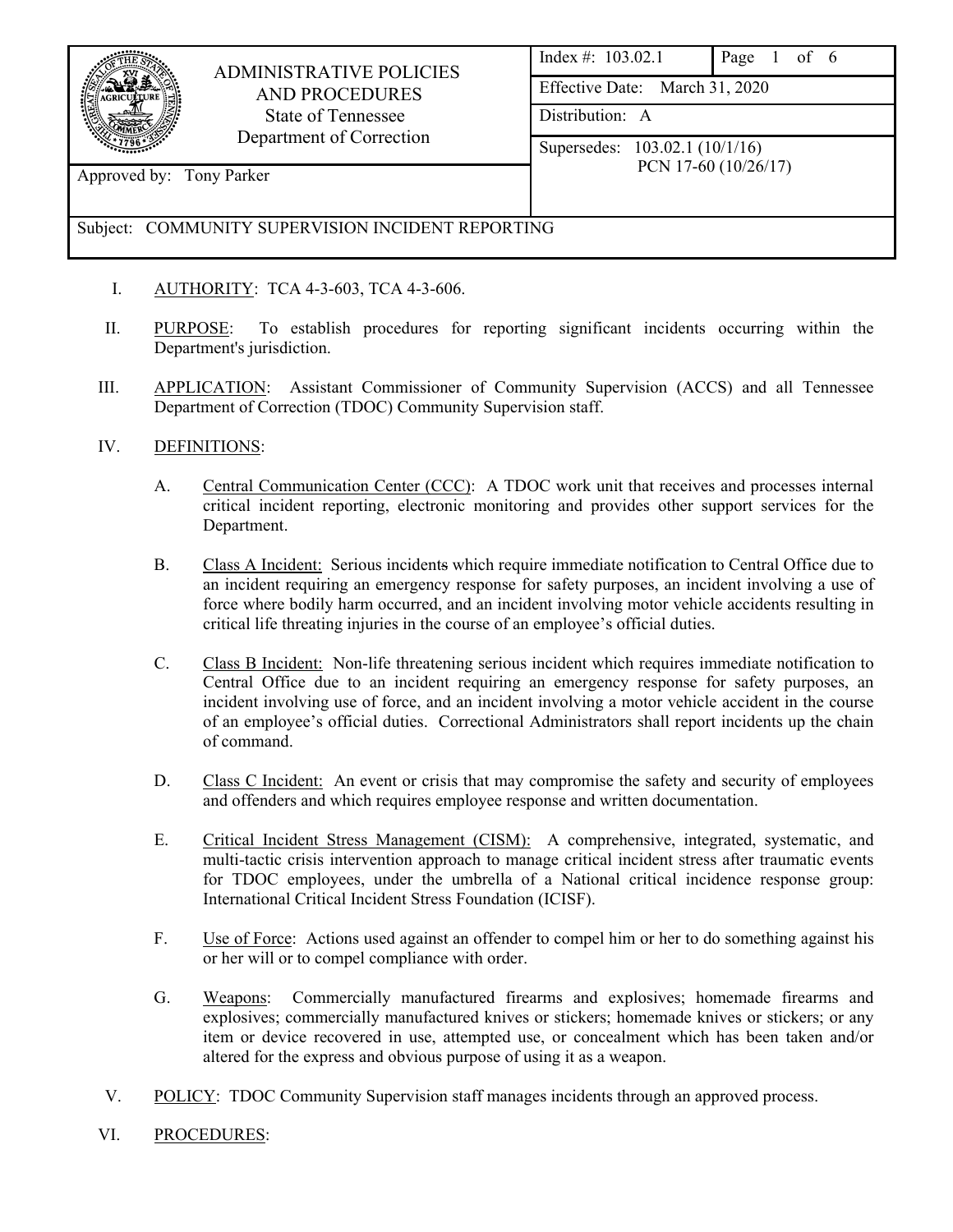| ADMINISTRATIVE POLICIES AND PROCEDURES<br>State of Tennessee<br>Department of Correction | Index #: 103.02.1 | Page 1 of 6 |
|---|---|---|
| | Effective Date: March 31, 2020 | |
| | Distribution: A | |
| Approved by: Tony Parker | Supersedes: 103.02.1 (10/1/16)<br>PCN 17-60 (10/26/17) | |
| Subject: COMMUNITY SUPERVISION INCIDENT REPORTING | | |

I. AUTHORITY: TCA 4-3-603, TCA 4-3-606.

II. PURPOSE: To establish procedures for reporting significant incidents occurring within the Department's jurisdiction.

III. APPLICATION: Assistant Commissioner of Community Supervision (ACCS) and all Tennessee Department of Correction (TDOC) Community Supervision staff.

IV. DEFINITIONS:

A. Central Communication Center (CCC): A TDOC work unit that receives and processes internal critical incident reporting, electronic monitoring and provides other support services for the Department.

B. Class A Incident: Serious incidents which require immediate notification to Central Office due to an incident requiring an emergency response for safety purposes, an incident involving a use of force where bodily harm occurred, and an incident involving motor vehicle accidents resulting in critical life threating injuries in the course of an employee's official duties.

C. Class B Incident: Non-life threatening serious incident which requires immediate notification to Central Office due to an incident requiring an emergency response for safety purposes, an incident involving use of force, and an incident involving a motor vehicle accident in the course of an employee's official duties. Correctional Administrators shall report incidents up the chain of command.

D. Class C Incident: An event or crisis that may compromise the safety and security of employees and offenders and which requires employee response and written documentation.

E. Critical Incident Stress Management (CISM): A comprehensive, integrated, systematic, and multi-tactic crisis intervention approach to manage critical incident stress after traumatic events for TDOC employees, under the umbrella of a National critical incidence response group: International Critical Incident Stress Foundation (ICISF).

F. Use of Force: Actions used against an offender to compel him or her to do something against his or her will or to compel compliance with order.

G. Weapons: Commercially manufactured firearms and explosives; homemade firearms and explosives; commercially manufactured knives or stickers; homemade knives or stickers; or any item or device recovered in use, attempted use, or concealment which has been taken and/or altered for the express and obvious purpose of using it as a weapon.

V. POLICY: TDOC Community Supervision staff manages incidents through an approved process.

VI. PROCEDURES: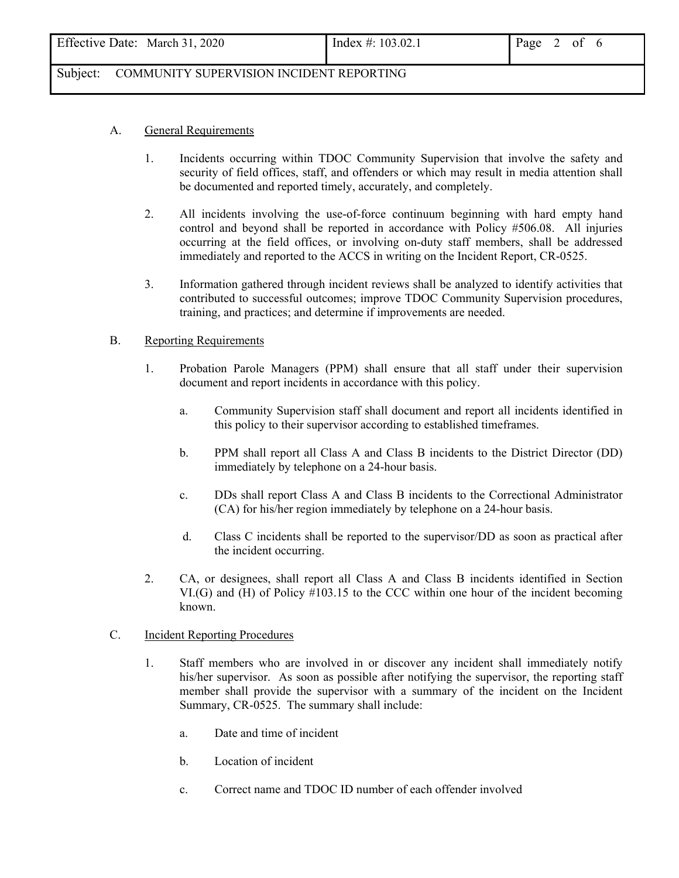A. <u>General Requirements</u>

1. Incidents occurring within TDOC Community Supervision that involve the safety and security of field offices, staff, and offenders or which may result in media attention shall be documented and reported timely, accurately, and completely.

2. All incidents involving the use-of-force continuum beginning with hard empty hand control and beyond shall be reported in accordance with Policy #506.08. All injuries occurring at the field offices, or involving on-duty staff members, shall be addressed immediately and reported to the ACCS in writing on the Incident Report, CR-0525.

3. Information gathered through incident reviews shall be analyzed to identify activities that contributed to successful outcomes; improve TDOC Community Supervision procedures, training, and practices; and determine if improvements are needed.

B. <u>Reporting Requirements</u>

1. Probation Parole Managers (PPM) shall ensure that all staff under their supervision document and report incidents in accordance with this policy.

   a. Community Supervision staff shall document and report all incidents identified in this policy to their supervisor according to established timeframes.

   b. PPM shall report all Class A and Class B incidents to the District Director (DD) immediately by telephone on a 24-hour basis.

   c. DDs shall report Class A and Class B incidents to the Correctional Administrator (CA) for his/her region immediately by telephone on a 24-hour basis.

   d. Class C incidents shall be reported to the supervisor/DD as soon as practical after the incident occurring.

2. CA, or designees, shall report all Class A and Class B incidents identified in Section VI.(G) and (H) of Policy #103.15 to the CCC within one hour of the incident becoming known.

C. <u>Incident Reporting Procedures</u>

1. Staff members who are involved in or discover any incident shall immediately notify his/her supervisor. As soon as possible after notifying the supervisor, the reporting staff member shall provide the supervisor with a summary of the incident on the Incident Summary, CR-0525. The summary shall include:

   a. Date and time of incident

   b. Location of incident

   c. Correct name and TDOC ID number of each offender involved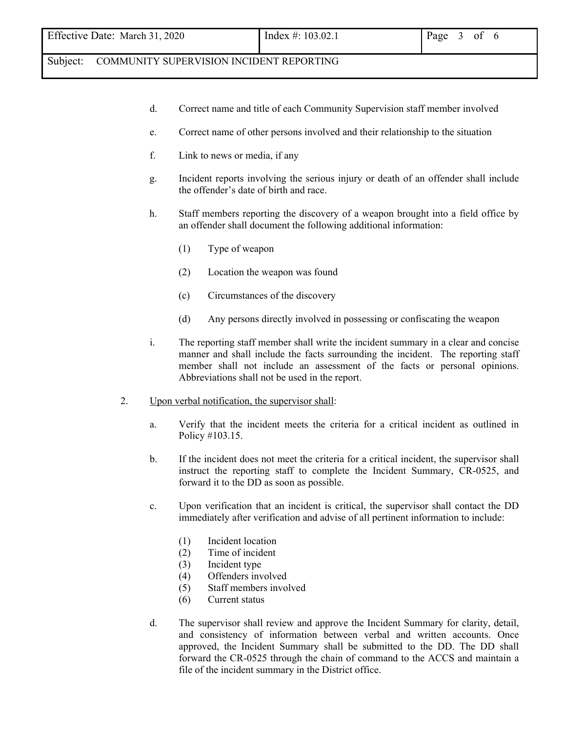d. Correct name and title of each Community Supervision staff member involved

e. Correct name of other persons involved and their relationship to the situation

f. Link to news or media, if any

g. Incident reports involving the serious injury or death of an offender shall include the offender's date of birth and race.

h. Staff members reporting the discovery of a weapon brought into a field office by an offender shall document the following additional information:

   (1) Type of weapon

   (2) Location the weapon was found

   (c) Circumstances of the discovery

   (d) Any persons directly involved in possessing or confiscating the weapon

i. The reporting staff member shall write the incident summary in a clear and concise manner and shall include the facts surrounding the incident. The reporting staff member shall not include an assessment of the facts or personal opinions. Abbreviations shall not be used in the report.

2. Upon verbal notification, the supervisor shall:

   a. Verify that the incident meets the criteria for a critical incident as outlined in Policy #103.15.

   b. If the incident does not meet the criteria for a critical incident, the supervisor shall instruct the reporting staff to complete the Incident Summary, CR-0525, and forward it to the DD as soon as possible.

   c. Upon verification that an incident is critical, the supervisor shall contact the DD immediately after verification and advise of all pertinent information to include:

      (1) Incident location
      (2) Time of incident
      (3) Incident type
      (4) Offenders involved
      (5) Staff members involved
      (6) Current status

   d. The supervisor shall review and approve the Incident Summary for clarity, detail, and consistency of information between verbal and written accounts. Once approved, the Incident Summary shall be submitted to the DD. The DD shall forward the CR-0525 through the chain of command to the ACCS and maintain a file of the incident summary in the District office.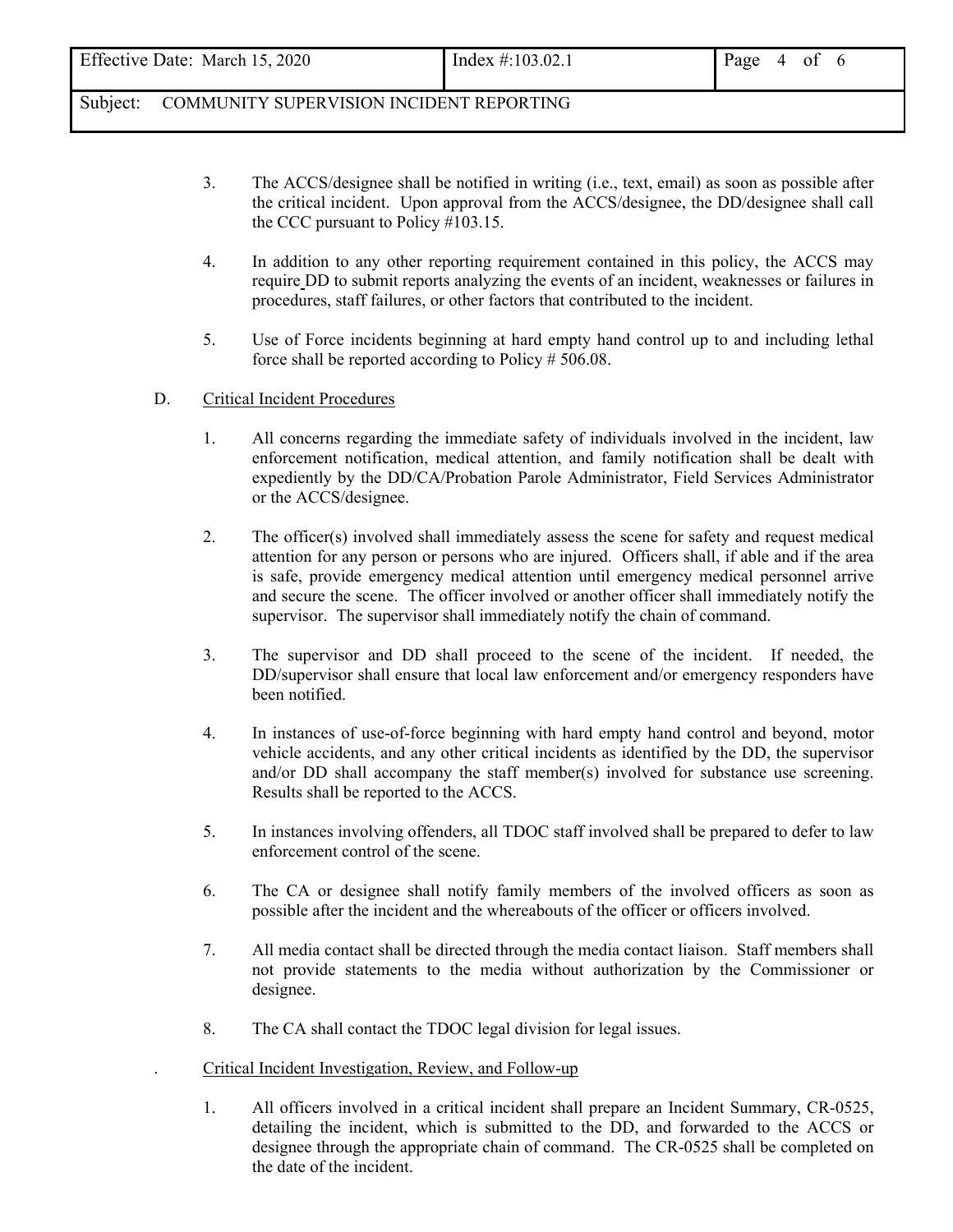3. The ACCS/designee shall be notified in writing (i.e., text, email) as soon as possible after the critical incident. Upon approval from the ACCS/designee, the DD/designee shall call the CCC pursuant to Policy #103.15.

4. In addition to any other reporting requirement contained in this policy, the ACCS may require DD to submit reports analyzing the events of an incident, weaknesses or failures in procedures, staff failures, or other factors that contributed to the incident.

5. Use of Force incidents beginning at hard empty hand control up to and including lethal force shall be reported according to Policy # 506.08.

D. Critical Incident Procedures

1. All concerns regarding the immediate safety of individuals involved in the incident, law enforcement notification, medical attention, and family notification shall be dealt with expediently by the DD/CA/Probation Parole Administrator, Field Services Administrator or the ACCS/designee.

2. The officer(s) involved shall immediately assess the scene for safety and request medical attention for any person or persons who are injured. Officers shall, if able and if the area is safe, provide emergency medical attention until emergency medical personnel arrive and secure the scene. The officer involved or another officer shall immediately notify the supervisor. The supervisor shall immediately notify the chain of command.

3. The supervisor and DD shall proceed to the scene of the incident. If needed, the DD/supervisor shall ensure that local law enforcement and/or emergency responders have been notified.

4. In instances of use-of-force beginning with hard empty hand control and beyond, motor vehicle accidents, and any other critical incidents as identified by the DD, the supervisor and/or DD shall accompany the staff member(s) involved for substance use screening. Results shall be reported to the ACCS.

5. In instances involving offenders, all TDOC staff involved shall be prepared to defer to law enforcement control of the scene.

6. The CA or designee shall notify family members of the involved officers as soon as possible after the incident and the whereabouts of the officer or officers involved.

7. All media contact shall be directed through the media contact liaison. Staff members shall not provide statements to the media without authorization by the Commissioner or designee.

8. The CA shall contact the TDOC legal division for legal issues.

. Critical Incident Investigation, Review, and Follow-up

1. All officers involved in a critical incident shall prepare an Incident Summary, CR-0525, detailing the incident, which is submitted to the DD, and forwarded to the ACCS or designee through the appropriate chain of command. The CR-0525 shall be completed on the date of the incident.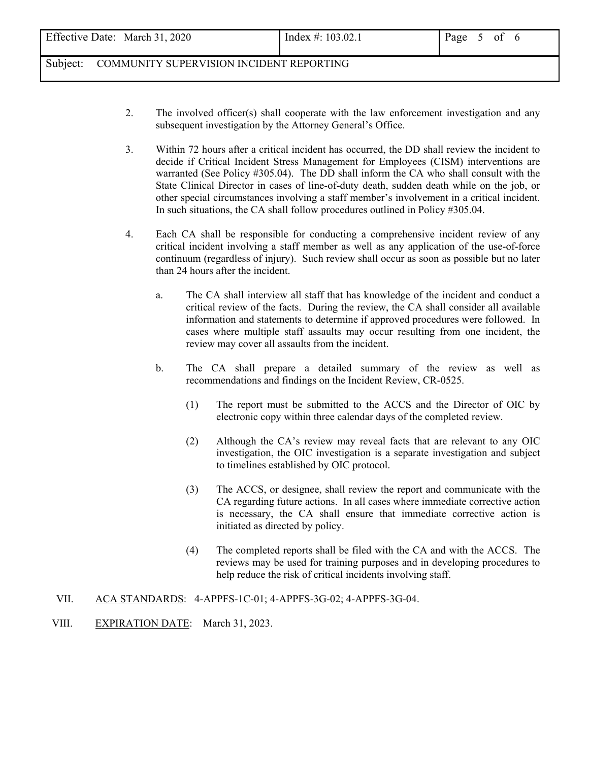2. The involved officer(s) shall cooperate with the law enforcement investigation and any subsequent investigation by the Attorney General's Office.

3. Within 72 hours after a critical incident has occurred, the DD shall review the incident to decide if Critical Incident Stress Management for Employees (CISM) interventions are warranted (See Policy #305.04). The DD shall inform the CA who shall consult with the State Clinical Director in cases of line-of-duty death, sudden death while on the job, or other special circumstances involving a staff member's involvement in a critical incident. In such situations, the CA shall follow procedures outlined in Policy #305.04.

4. Each CA shall be responsible for conducting a comprehensive incident review of any critical incident involving a staff member as well as any application of the use-of-force continuum (regardless of injury). Such review shall occur as soon as possible but no later than 24 hours after the incident.

   a. The CA shall interview all staff that has knowledge of the incident and conduct a critical review of the facts. During the review, the CA shall consider all available information and statements to determine if approved procedures were followed. In cases where multiple staff assaults may occur resulting from one incident, the review may cover all assaults from the incident.

   b. The CA shall prepare a detailed summary of the review as well as recommendations and findings on the Incident Review, CR-0525.

      (1) The report must be submitted to the ACCS and the Director of OIC by electronic copy within three calendar days of the completed review.

      (2) Although the CA's review may reveal facts that are relevant to any OIC investigation, the OIC investigation is a separate investigation and subject to timelines established by OIC protocol.

      (3) The ACCS, or designee, shall review the report and communicate with the CA regarding future actions. In all cases where immediate corrective action is necessary, the CA shall ensure that immediate corrective action is initiated as directed by policy.

      (4) The completed reports shall be filed with the CA and with the ACCS. The reviews may be used for training purposes and in developing procedures to help reduce the risk of critical incidents involving staff.

VII. ACA STANDARDS: 4-APPFS-1C-01; 4-APPFS-3G-02; 4-APPFS-3G-04.

VIII. EXPIRATION DATE: March 31, 2023.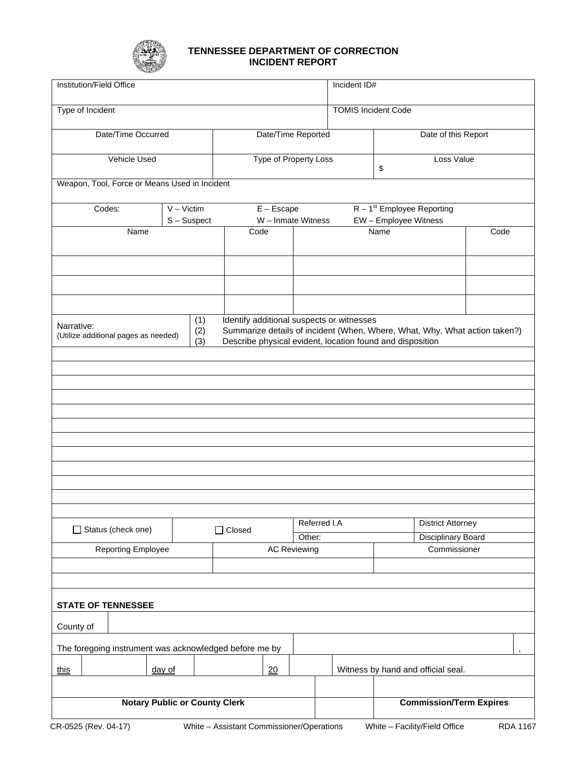# TENNESSEE DEPARTMENT OF CORRECTION
## INCIDENT REPORT

| | | | |
|---|---|---|---|
| Institution/Field Office | | Incident ID# | |
| Type of Incident | | TOMIS Incident Code | |
| Date/Time Occurred | Date/Time Reported | Date of this Report | |
| Vehicle Used | Type of Property Loss | Loss Value $ | |
| Weapon, Tool, Force or Means Used in Incident | | | |

| | | | |
|---|---|---|---|
| Codes: | V – Victim | E – Escape | R – 1st Employee Reporting |
| | S – Suspect | W – Inmate Witness | EW – Employee Witness |

| Name | Code | Name | Code |
|---|---|---|---|
| | | | |
| | | | |
| | | | |
| | | | |

Narrative:
(Utilize additional pages as needed)

(1) Identify additional suspects or witnesses
(2) Summarize details of incident (When, Where, What, Why, What action taken?)
(3) Describe physical evident, location found and disposition

| | | | |
|---|---|---|---|
| ☐ Status (check one) | ☐ Closed | Referred I.A | District Attorney |
| | | Other: | Disciplinary Board |

| Reporting Employee | AC Reviewing | Commissioner |
|---|---|---|
| | | |

**STATE OF TENNESSEE**

County of

The foregoing instrument was acknowledged before me by ____________________ ,

this ______ day of ______ 20 ______ Witness by hand and official seal.

| **Notary Public or County Clerk** | | **Commission/Term Expires** |
|---|---|---|

CR-0525 (Rev. 04-17) White – Assistant Commissioner/Operations White – Facility/Field Office RDA 1167